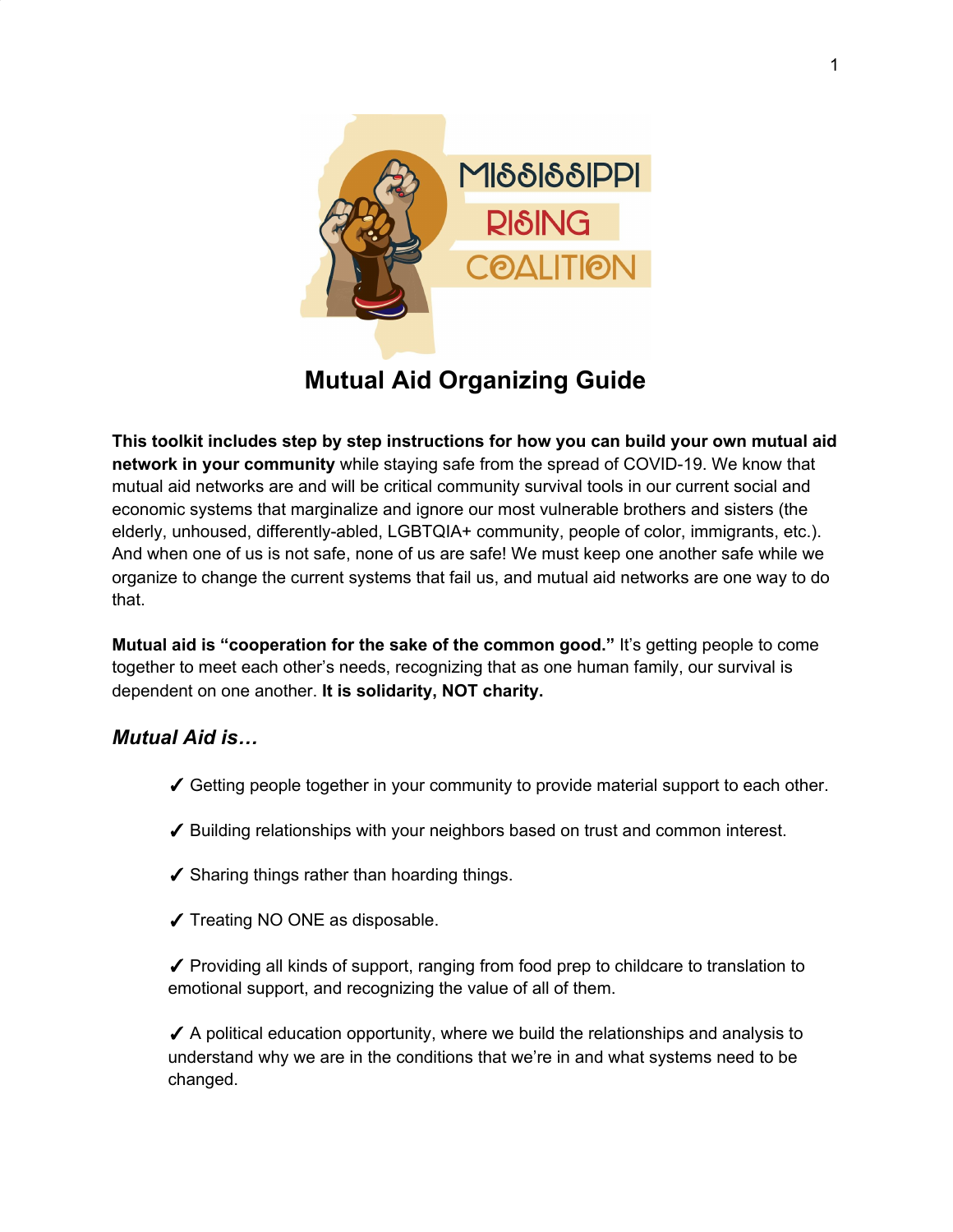# Mutual Aid Organizing Guide

**This toolkit includes step by step instructions for how you can build your own mutual aid network in your community** while staying safe from the spread of COVID-19. We know that mutual aid networks are and will be critical community survival tools in our current social and economic systems that marginalize and ignore our most vulnerable brothers and sisters (the elderly, unhoused, differently-abled, LGBTQIA+ community, people of color, immigrants, etc.). And when one of us is not safe, none of us are safe! We must keep one another safe while we organize to change the current systems that fail us, and mutual aid networks are one way to do that.

**Mutual aid is "cooperation for the sake of the common good."** It's getting people to come together to meet each other's needs, recognizing that as one human family, our survival is dependent on one another. **It is solidarity, NOT charity.**

### *Mutual Aid is…*

✓ Getting people together in your community to provide material support to each other.

✓ Building relationships with your neighbors based on trust and common interest.

✓ Sharing things rather than hoarding things.

✓ Treating NO ONE as disposable.

✓ Providing all kinds of support, ranging from food prep to childcare to translation to emotional support, and recognizing the value of all of them.

✓ A political education opportunity, where we build the relationships and analysis to understand why we are in the conditions that we're in and what systems need to be changed.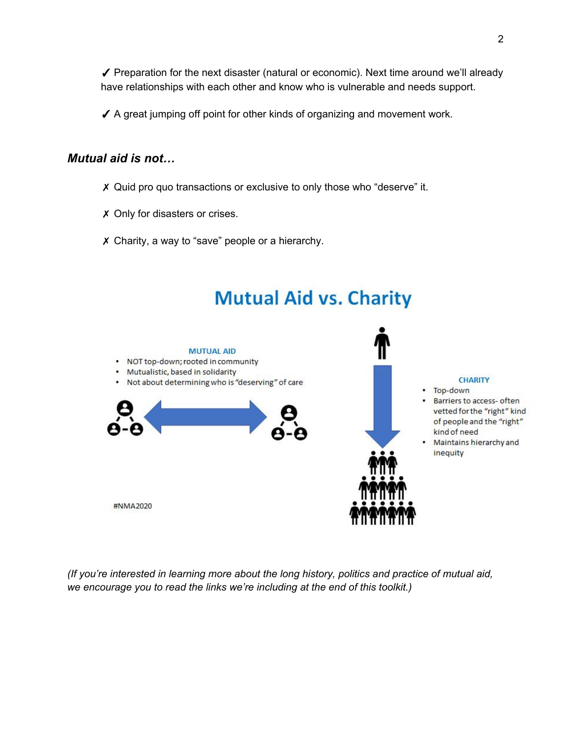✓ Preparation for the next disaster (natural or economic). Next time around we'll already have relationships with each other and know who is vulnerable and needs support.

✓ A great jumping off point for other kinds of organizing and movement work.

### *Mutual aid is not…*

✗ Quid pro quo transactions or exclusive to only those who "deserve" it.

✗ Only for disasters or crises.

✗ Charity, a way to "save" people or a hierarchy.

## Mutual Aid vs. Charity

**MUTUAL AID**

- NOT top-down; rooted in community
- Mutualistic, based in solidarity
- Not about determining who is "deserving" of care

**CHARITY**

- Top-down
- Barriers to access- often vetted for the "right" kind of people and the "right" kind of need
- Maintains hierarchy and inequity

#NMA2020

*(If you're interested in learning more about the long history, politics and practice of mutual aid, we encourage you to read the links we're including at the end of this toolkit.)*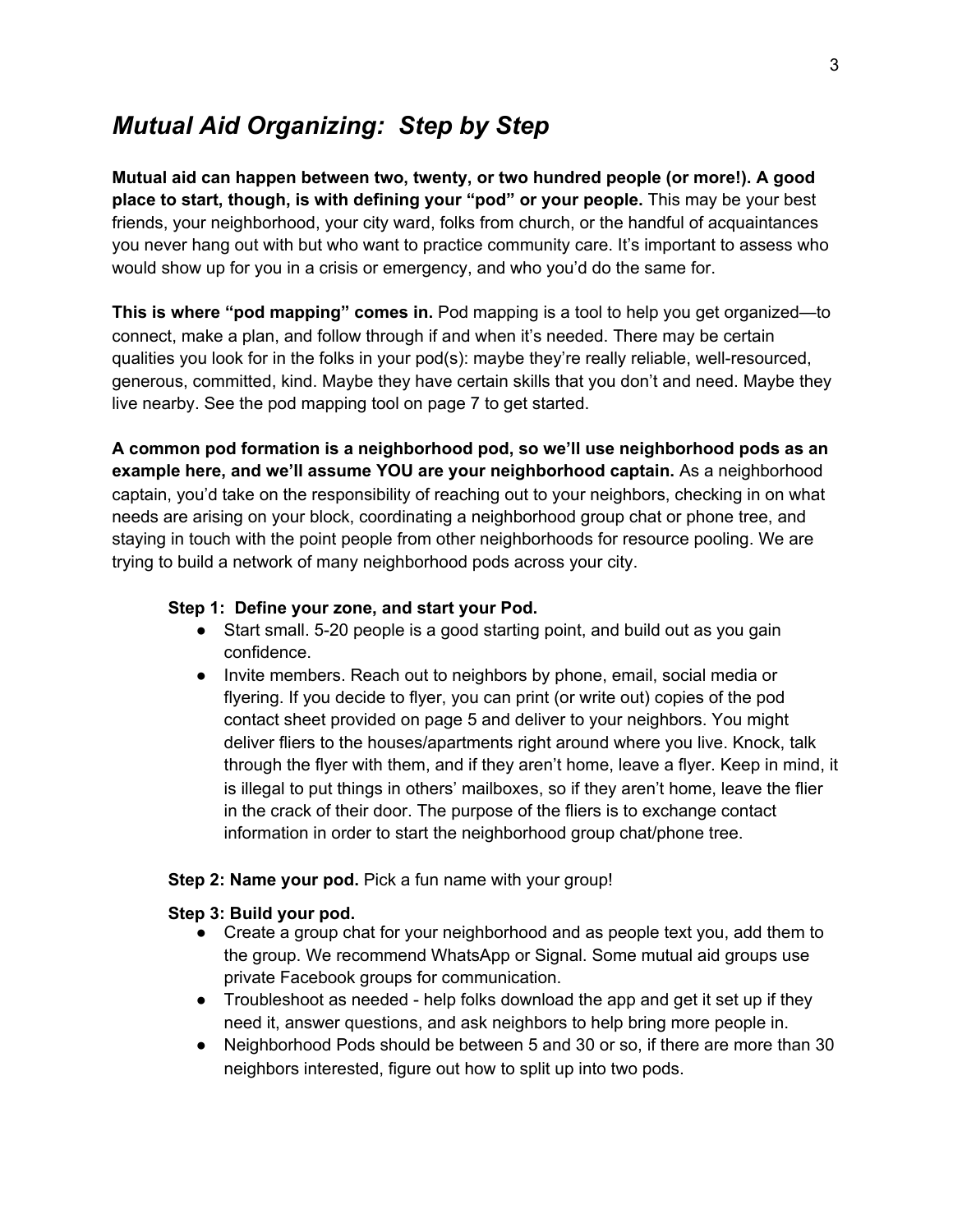# *Mutual Aid Organizing: Step by Step*

**Mutual aid can happen between two, twenty, or two hundred people (or more!). A good place to start, though, is with defining your "pod" or your people.** This may be your best friends, your neighborhood, your city ward, folks from church, or the handful of acquaintances you never hang out with but who want to practice community care. It's important to assess who would show up for you in a crisis or emergency, and who you'd do the same for.

**This is where "pod mapping" comes in.** Pod mapping is a tool to help you get organized—to connect, make a plan, and follow through if and when it's needed. There may be certain qualities you look for in the folks in your pod(s): maybe they're really reliable, well-resourced, generous, committed, kind. Maybe they have certain skills that you don't and need. Maybe they live nearby. See the pod mapping tool on page 7 to get started.

**A common pod formation is a neighborhood pod, so we'll use neighborhood pods as an example here, and we'll assume YOU are your neighborhood captain.** As a neighborhood captain, you'd take on the responsibility of reaching out to your neighbors, checking in on what needs are arising on your block, coordinating a neighborhood group chat or phone tree, and staying in touch with the point people from other neighborhoods for resource pooling. We are trying to build a network of many neighborhood pods across your city.

**Step 1: Define your zone, and start your Pod.**

- Start small. 5-20 people is a good starting point, and build out as you gain confidence.
- Invite members. Reach out to neighbors by phone, email, social media or flyering. If you decide to flyer, you can print (or write out) copies of the pod contact sheet provided on page 5 and deliver to your neighbors. You might deliver fliers to the houses/apartments right around where you live. Knock, talk through the flyer with them, and if they aren't home, leave a flyer. Keep in mind, it is illegal to put things in others' mailboxes, so if they aren't home, leave the flier in the crack of their door. The purpose of the fliers is to exchange contact information in order to start the neighborhood group chat/phone tree.

**Step 2: Name your pod.** Pick a fun name with your group!

**Step 3: Build your pod.**

- Create a group chat for your neighborhood and as people text you, add them to the group. We recommend WhatsApp or Signal. Some mutual aid groups use private Facebook groups for communication.
- Troubleshoot as needed - help folks download the app and get it set up if they need it, answer questions, and ask neighbors to help bring more people in.
- Neighborhood Pods should be between 5 and 30 or so, if there are more than 30 neighbors interested, figure out how to split up into two pods.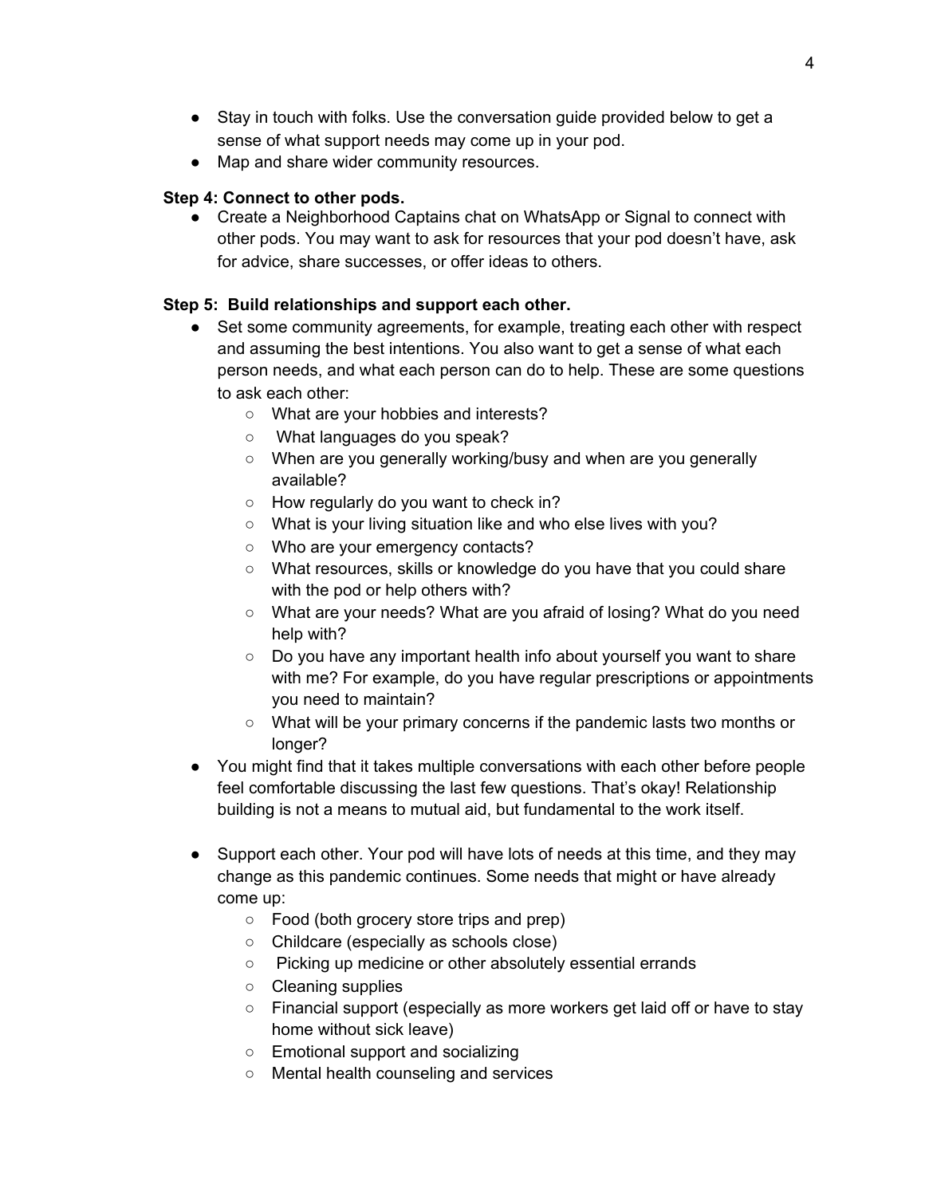- Stay in touch with folks. Use the conversation guide provided below to get a sense of what support needs may come up in your pod.
- Map and share wider community resources.

**Step 4: Connect to other pods.**

- Create a Neighborhood Captains chat on WhatsApp or Signal to connect with other pods. You may want to ask for resources that your pod doesn't have, ask for advice, share successes, or offer ideas to others.

**Step 5: Build relationships and support each other.**

- Set some community agreements, for example, treating each other with respect and assuming the best intentions. You also want to get a sense of what each person needs, and what each person can do to help. These are some questions to ask each other:
  - What are your hobbies and interests?
  - What languages do you speak?
  - When are you generally working/busy and when are you generally available?
  - How regularly do you want to check in?
  - What is your living situation like and who else lives with you?
  - Who are your emergency contacts?
  - What resources, skills or knowledge do you have that you could share with the pod or help others with?
  - What are your needs? What are you afraid of losing? What do you need help with?
  - Do you have any important health info about yourself you want to share with me? For example, do you have regular prescriptions or appointments you need to maintain?
  - What will be your primary concerns if the pandemic lasts two months or longer?
- You might find that it takes multiple conversations with each other before people feel comfortable discussing the last few questions. That's okay! Relationship building is not a means to mutual aid, but fundamental to the work itself.

- Support each other. Your pod will have lots of needs at this time, and they may change as this pandemic continues. Some needs that might or have already come up:
  - Food (both grocery store trips and prep)
  - Childcare (especially as schools close)
  - Picking up medicine or other absolutely essential errands
  - Cleaning supplies
  - Financial support (especially as more workers get laid off or have to stay home without sick leave)
  - Emotional support and socializing
  - Mental health counseling and services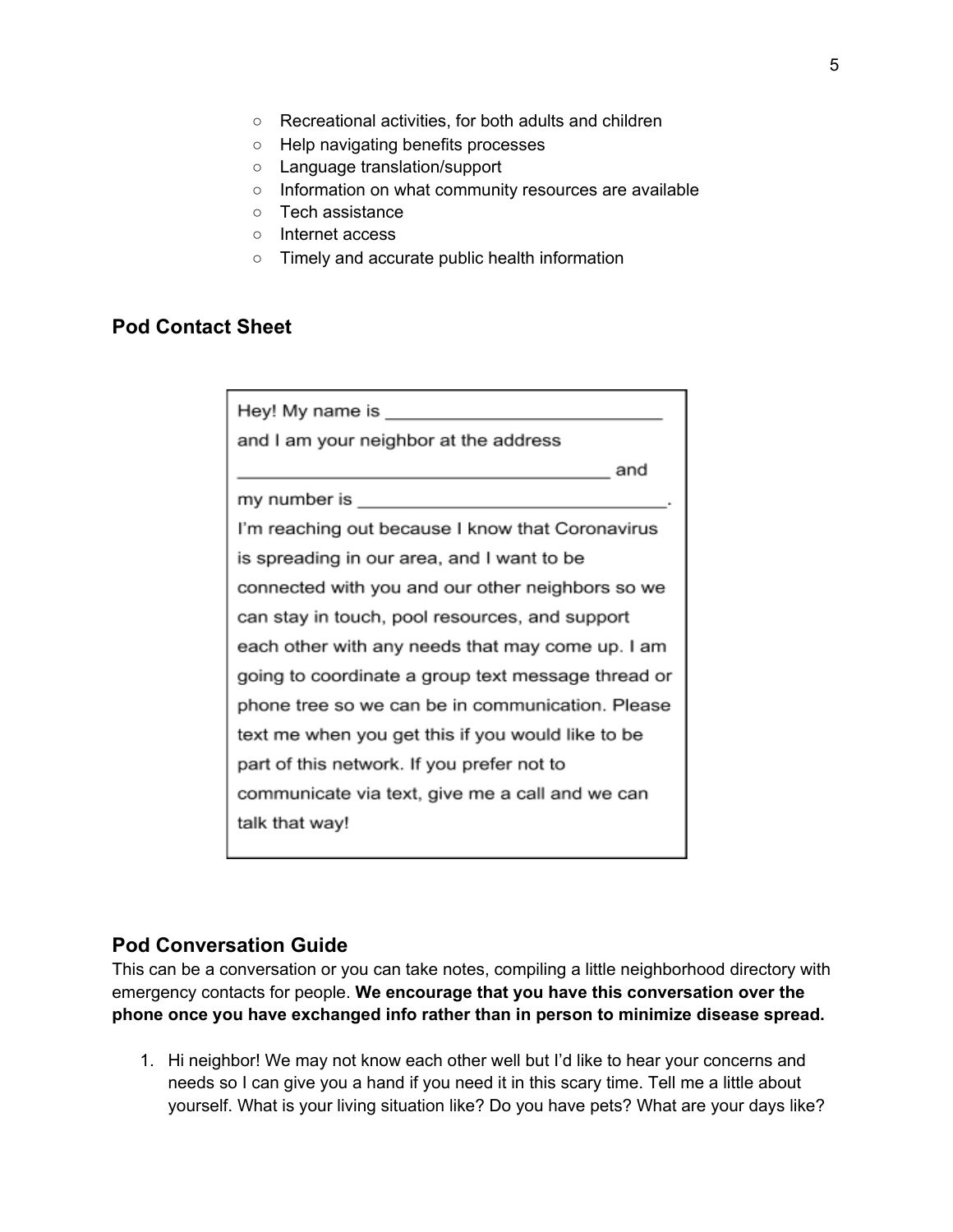- Recreational activities, for both adults and children
- Help navigating benefits processes
- Language translation/support
- Information on what community resources are available
- Tech assistance
- Internet access
- Timely and accurate public health information

## Pod Contact Sheet

> Hey! My name is ____________________________
> and I am your neighbor at the address
> ______________________________________ and
> my number is ________________________________.
> I'm reaching out because I know that Coronavirus is spreading in our area, and I want to be connected with you and our other neighbors so we can stay in touch, pool resources, and support each other with any needs that may come up. I am going to coordinate a group text message thread or phone tree so we can be in communication. Please text me when you get this if you would like to be part of this network. If you prefer not to communicate via text, give me a call and we can talk that way!

## Pod Conversation Guide

This can be a conversation or you can take notes, compiling a little neighborhood directory with emergency contacts for people. **We encourage that you have this conversation over the phone once you have exchanged info rather than in person to minimize disease spread.**

1. Hi neighbor! We may not know each other well but I'd like to hear your concerns and needs so I can give you a hand if you need it in this scary time. Tell me a little about yourself. What is your living situation like? Do you have pets? What are your days like?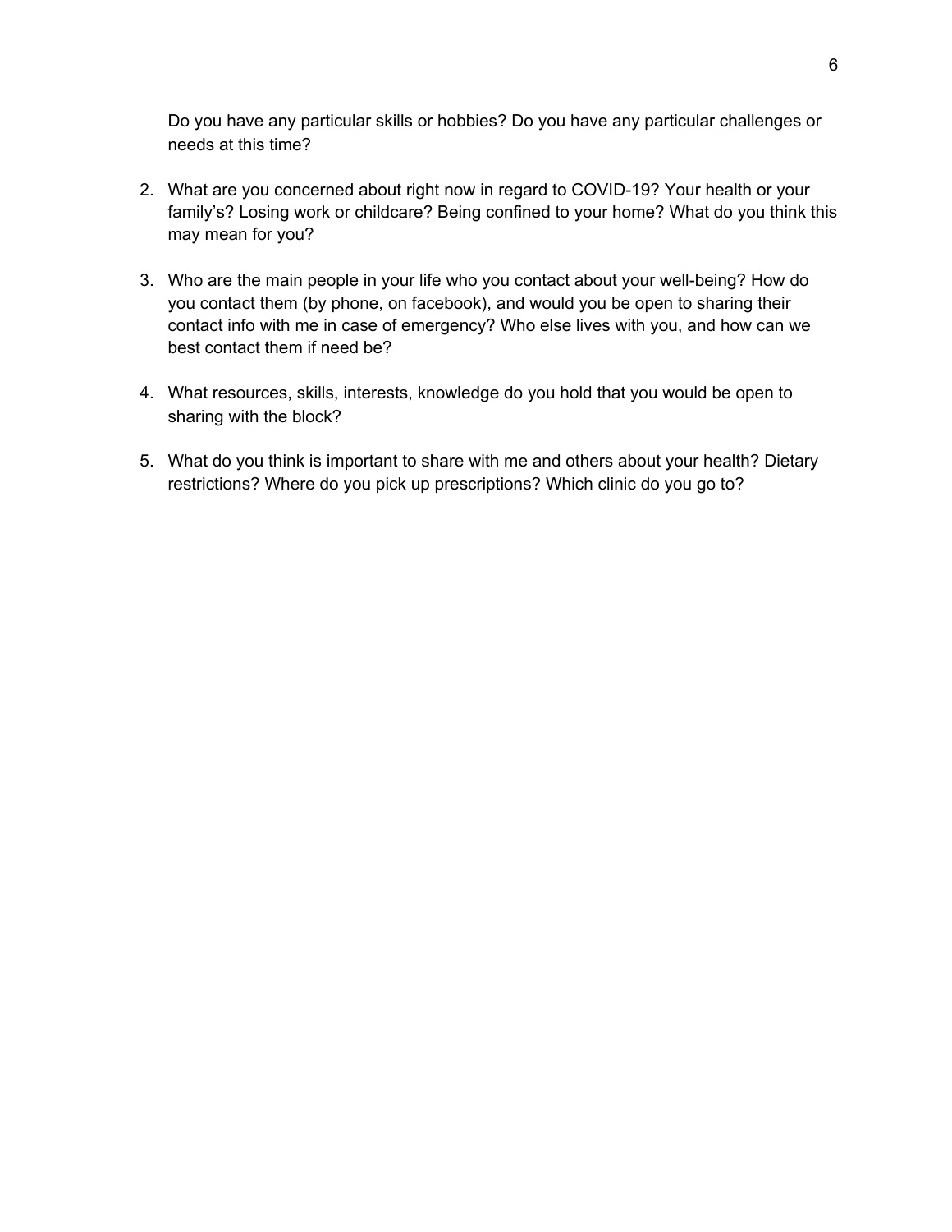Do you have any particular skills or hobbies? Do you have any particular challenges or needs at this time?

2. What are you concerned about right now in regard to COVID-19? Your health or your family's? Losing work or childcare? Being confined to your home? What do you think this may mean for you?

3. Who are the main people in your life who you contact about your well-being? How do you contact them (by phone, on facebook), and would you be open to sharing their contact info with me in case of emergency? Who else lives with you, and how can we best contact them if need be?

4. What resources, skills, interests, knowledge do you hold that you would be open to sharing with the block?

5. What do you think is important to share with me and others about your health? Dietary restrictions? Where do you pick up prescriptions? Which clinic do you go to?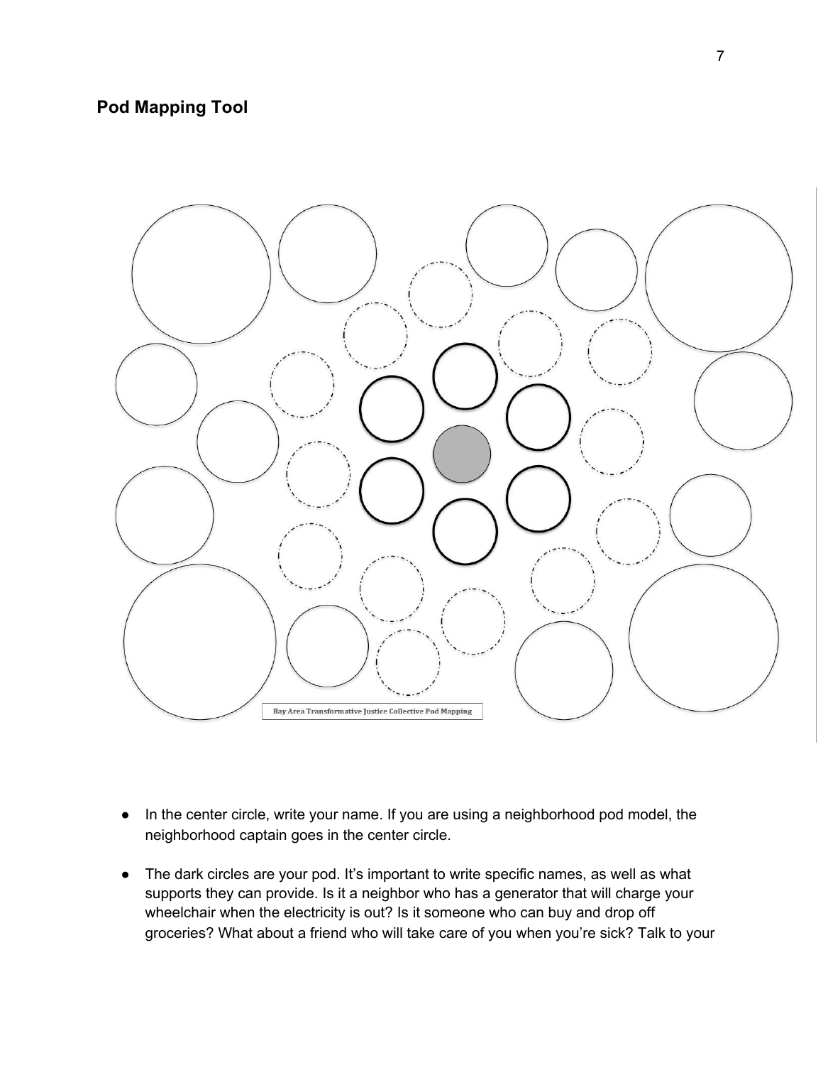## Pod Mapping Tool

Bay Area Transformative Justice Collective Pod Mapping

- In the center circle, write your name. If you are using a neighborhood pod model, the neighborhood captain goes in the center circle.
- The dark circles are your pod. It's important to write specific names, as well as what supports they can provide. Is it a neighbor who has a generator that will charge your wheelchair when the electricity is out? Is it someone who can buy and drop off groceries? What about a friend who will take care of you when you're sick? Talk to your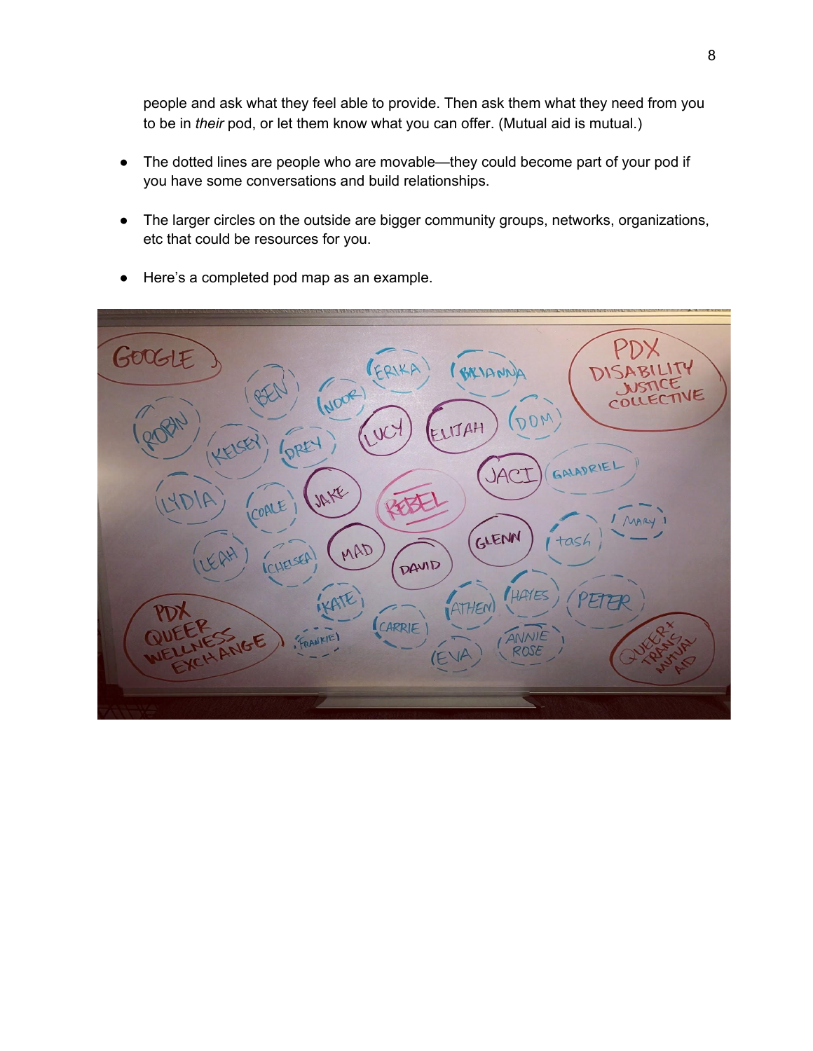people and ask what they feel able to provide. Then ask them what they need from you to be in *their* pod, or let them know what you can offer. (Mutual aid is mutual.)

- The dotted lines are people who are movable—they could become part of your pod if you have some conversations and build relationships.

- The larger circles on the outside are bigger community groups, networks, organizations, etc that could be resources for you.

- Here's a completed pod map as an example.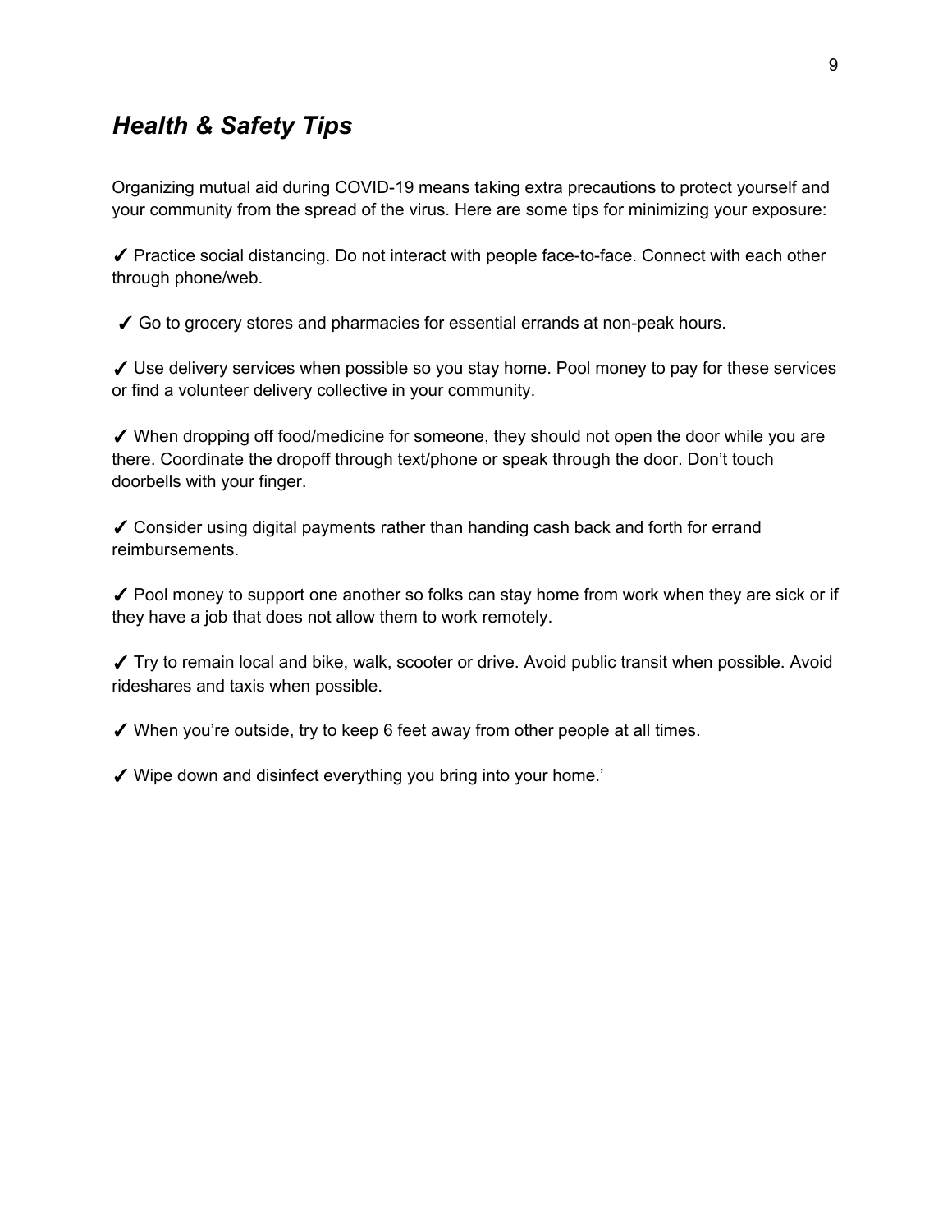## *Health & Safety Tips*

Organizing mutual aid during COVID-19 means taking extra precautions to protect yourself and your community from the spread of the virus. Here are some tips for minimizing your exposure:

✓ Practice social distancing. Do not interact with people face-to-face. Connect with each other through phone/web.

✓ Go to grocery stores and pharmacies for essential errands at non-peak hours.

✓ Use delivery services when possible so you stay home. Pool money to pay for these services or find a volunteer delivery collective in your community.

✓ When dropping off food/medicine for someone, they should not open the door while you are there. Coordinate the dropoff through text/phone or speak through the door. Don't touch doorbells with your finger.

✓ Consider using digital payments rather than handing cash back and forth for errand reimbursements.

✓ Pool money to support one another so folks can stay home from work when they are sick or if they have a job that does not allow them to work remotely.

✓ Try to remain local and bike, walk, scooter or drive. Avoid public transit when possible. Avoid rideshares and taxis when possible.

✓ When you're outside, try to keep 6 feet away from other people at all times.

✓ Wipe down and disinfect everything you bring into your home.'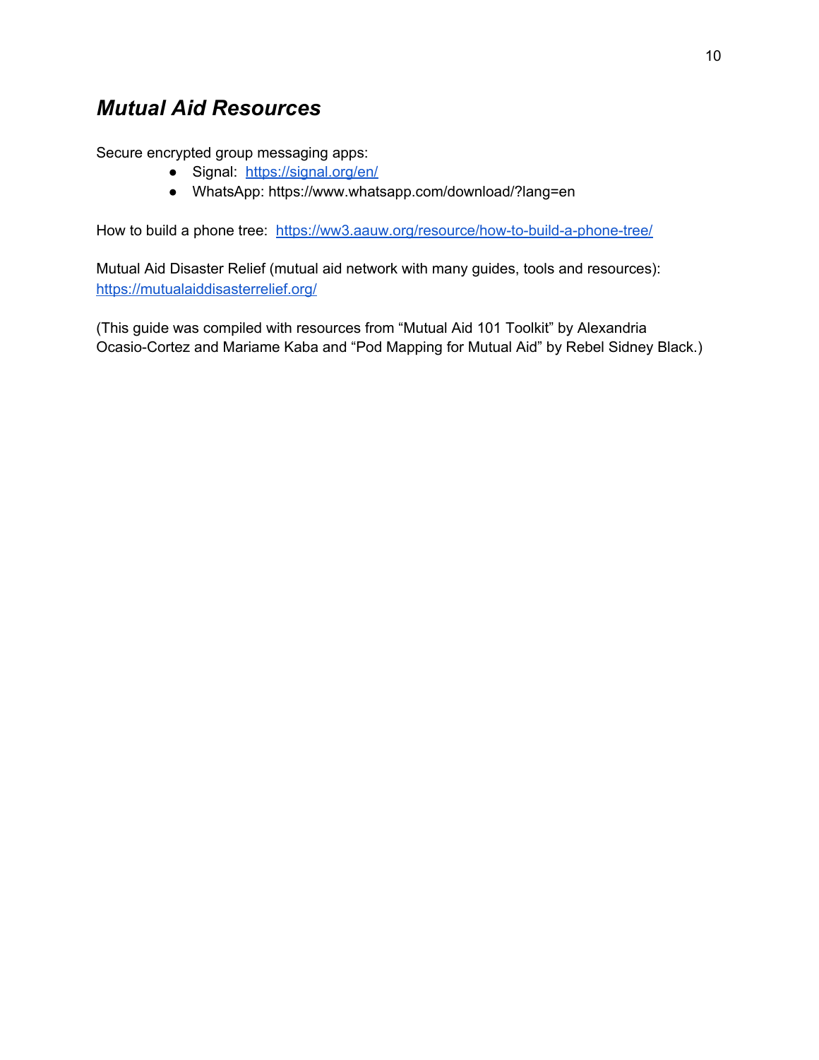## *Mutual Aid Resources*

Secure encrypted group messaging apps:

- Signal: https://signal.org/en/
- WhatsApp: https://www.whatsapp.com/download/?lang=en

How to build a phone tree: https://ww3.aauw.org/resource/how-to-build-a-phone-tree/

Mutual Aid Disaster Relief (mutual aid network with many guides, tools and resources): https://mutualaiddisasterrelief.org/

(This guide was compiled with resources from “Mutual Aid 101 Toolkit” by Alexandria Ocasio-Cortez and Mariame Kaba and “Pod Mapping for Mutual Aid” by Rebel Sidney Black.)